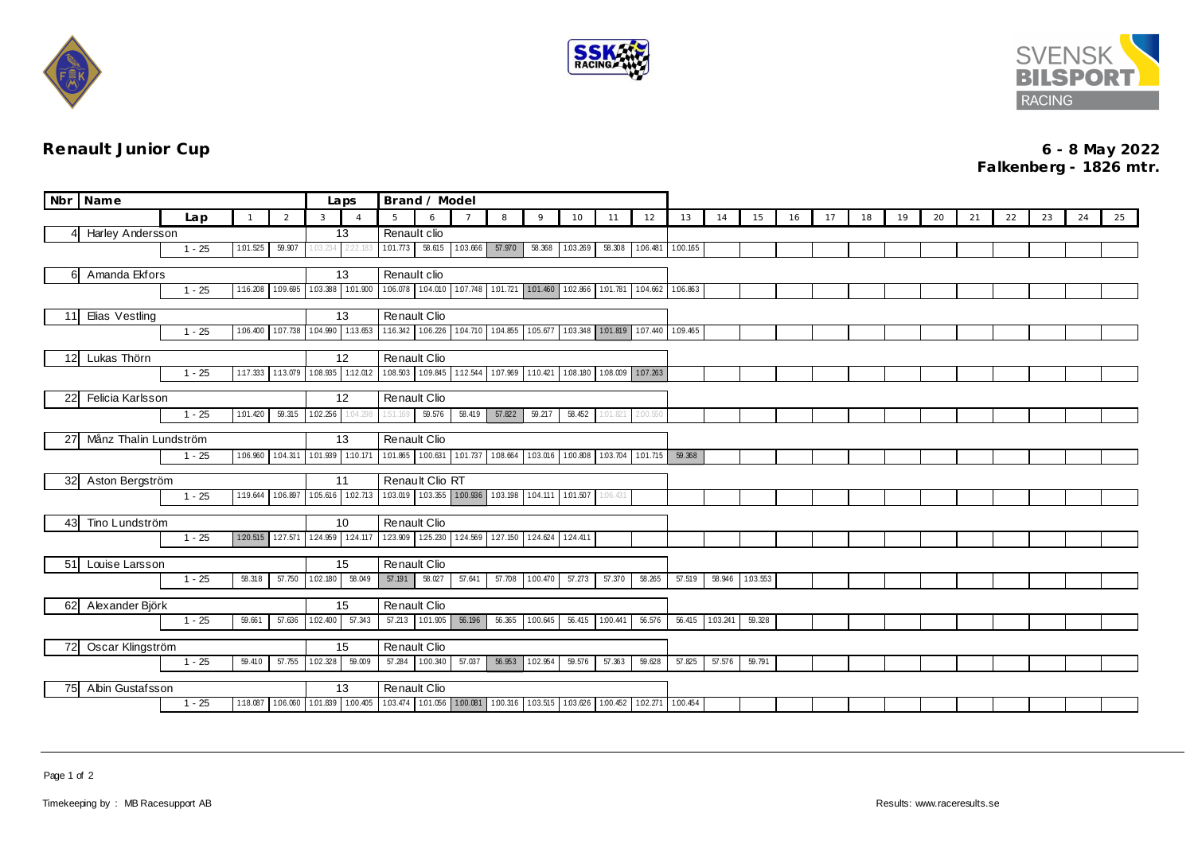**Renault Junior Cup**

**6 - 8 May 2022**
**Falkenberg - 1826 mtr.**

| Nbr | Name | | Laps | Brand / Model | | | | | | | | | | | | | | | | | | | | | | |
|---|---|---|---|---|---|---|---|---|---|---|---|---|---|---|---|---|---|---|---|---|---|---|---|---|---|---|
| | | Lap | 1 | 2 | 3 | 4 | 5 | 6 | 7 | 8 | 9 | 10 | 11 | 12 | 13 | 14 | 15 | 16 | 17 | 18 | 19 | 20 | 21 | 22 | 23 | 24 | 25 |
| 4 | Harley Andersson | | 13 | Renault clio | | | | | | | | | | | | | | | | | | | | | | |
| | | 1 - 25 | 1:01.525 | 59.907 | 1:03.234 | 2:22.183 | 1:01.773 | 58.615 | 1:03.666 | 57.970 | 58.368 | 1:03.269 | 58.308 | 1:06.481 | 1:00.165 | | | | | | | | | | | | |
| 6 | Amanda Ekfors | | 13 | Renault clio | | | | | | | | | | | | | | | | | | | | | | |
| | | 1 - 25 | 1:16.208 | 1:09.695 | 1:03.388 | 1:01.900 | 1:06.078 | 1:04.010 | 1:07.748 | 1:01.721 | 1:01.460 | 1:02.866 | 1:01.781 | 1:04.662 | 1:06.863 | | | | | | | | | | | | |
| 11 | Elias Vestling | | 13 | Renault Clio | | | | | | | | | | | | | | | | | | | | | | |
| | | 1 - 25 | 1:06.400 | 1:07.738 | 1:04.990 | 1:13.653 | 1:16.342 | 1:06.226 | 1:04.710 | 1:04.855 | 1:05.677 | 1:03.348 | 1:01.819 | 1:07.440 | 1:09.465 | | | | | | | | | | | | |
| 12 | Lukas Thörn | | 12 | Renault Clio | | | | | | | | | | | | | | | | | | | | | | |
| | | 1 - 25 | 1:17.333 | 1:13.079 | 1:08.935 | 1:12.012 | 1:08.503 | 1:09.845 | 1:12.544 | 1:07.969 | 1:10.421 | 1:08.180 | 1:08.009 | 1:07.263 | | | | | | | | | | | | | |
| 22 | Felicia Karlsson | | 12 | Renault Clio | | | | | | | | | | | | | | | | | | | | | | |
| | | 1 - 25 | 1:01.420 | 59.315 | 1:02.256 | 1:04.298 | 1:51.169 | 59.576 | 58.419 | 57.822 | 59.217 | 58.452 | 1:01.821 | 2:00.550 | | | | | | | | | | | | | |
| 27 | Månz Thalin Lundström | | 13 | Renault Clio | | | | | | | | | | | | | | | | | | | | | | |
| | | 1 - 25 | 1:06.960 | 1:04.311 | 1:01.939 | 1:10.171 | 1:01.865 | 1:00.631 | 1:01.737 | 1:08.664 | 1:03.016 | 1:00.808 | 1:03.704 | 1:01.715 | 59.368 | | | | | | | | | | | | |
| 32 | Aston Bergström | | 11 | Renault Clio RT | | | | | | | | | | | | | | | | | | | | | | |
| | | 1 - 25 | 1:19.644 | 1:06.897 | 1:05.616 | 1:02.713 | 1:03.019 | 1:03.355 | 1:00.936 | 1:03.198 | 1:04.111 | 1:01.507 | 1:06.431 | | | | | | | | | | | | | | |
| 43 | Tino Lundström | | 10 | Renault Clio | | | | | | | | | | | | | | | | | | | | | | |
| | | 1 - 25 | 1:20.515 | 1:27.571 | 1:24.959 | 1:24.117 | 1:23.909 | 1:25.230 | 1:24.569 | 1:27.150 | 1:24.624 | 1:24.411 | | | | | | | | | | | | | | | |
| 51 | Louise Larsson | | 15 | Renault Clio | | | | | | | | | | | | | | | | | | | | | | |
| | | 1 - 25 | 58.318 | 57.750 | 1:02.180 | 58.049 | 57.191 | 58.027 | 57.641 | 57.708 | 1:00.470 | 57.273 | 57.370 | 58.265 | 57.519 | 58.946 | 1:03.553 | | | | | | | | | | |
| 62 | Alexander Björk | | 15 | Renault Clio | | | | | | | | | | | | | | | | | | | | | | |
| | | 1 - 25 | 59.661 | 57.636 | 1:02.400 | 57.343 | 57.213 | 1:01.905 | 56.196 | 56.365 | 1:00.645 | 56.415 | 1:00.441 | 56.576 | 56.415 | 1:03.241 | 59.328 | | | | | | | | | | |
| 72 | Oscar Klingström | | 15 | Renault Clio | | | | | | | | | | | | | | | | | | | | | | |
| | | 1 - 25 | 59.410 | 57.755 | 1:02.328 | 59.009 | 57.284 | 1:00.340 | 57.037 | 56.953 | 1:02.954 | 59.576 | 57.363 | 59.628 | 57.825 | 57.576 | 59.791 | | | | | | | | | | |
| 75 | Albin Gustafsson | | 13 | Renault Clio | | | | | | | | | | | | | | | | | | | | | | |
| | | 1 - 25 | 1:18.087 | 1:06.060 | 1:01.839 | 1:00.405 | 1:03.474 | 1:01.056 | 1:00.081 | 1:00.316 | 1:03.515 | 1:03.626 | 1:00.452 | 1:02.271 | 1:00.454 | | | | | | | | | | | | |

Timekeeping by : MB Racesupport AB

Results: www.raceresults.se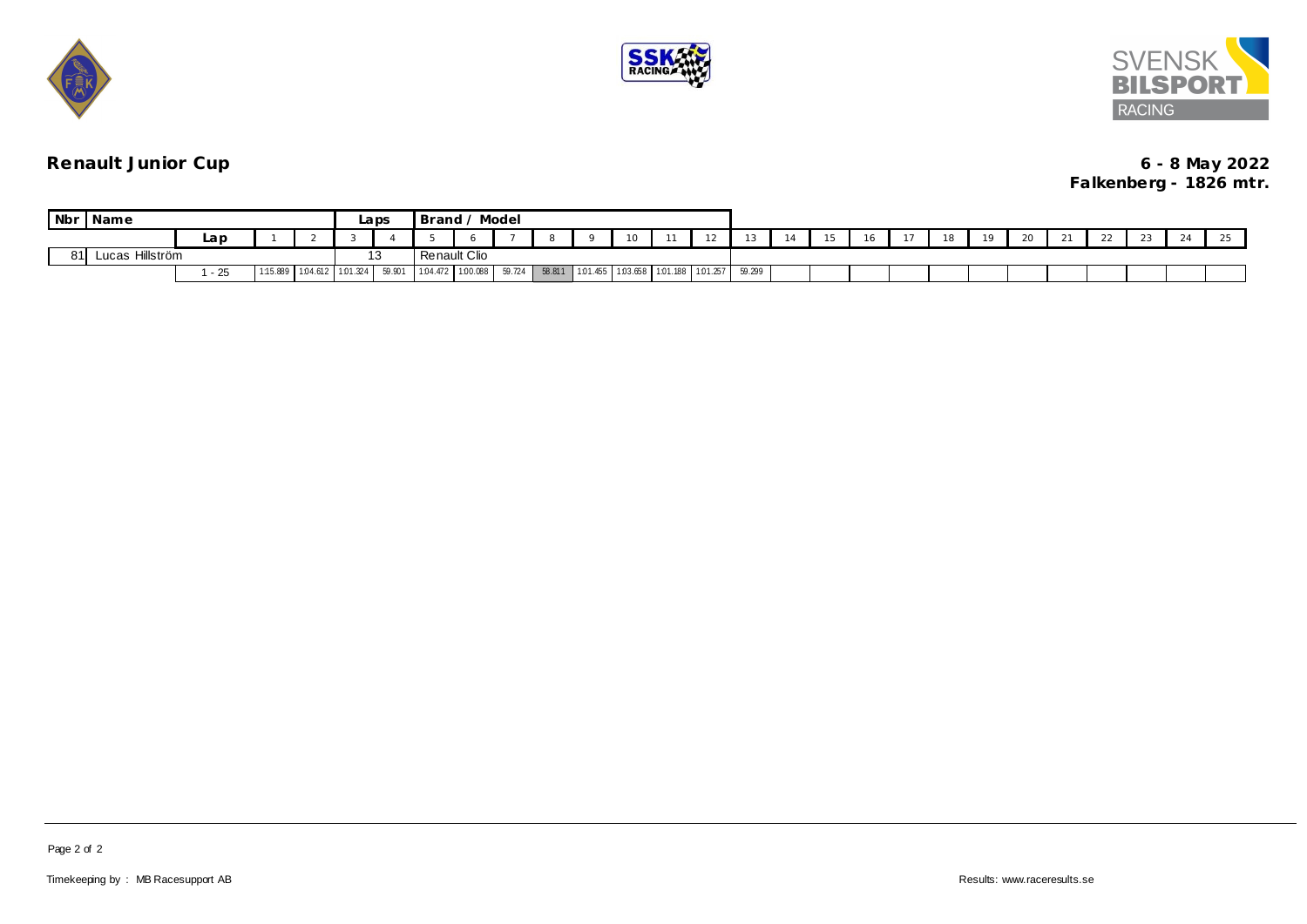## Renault Junior Cup

**6 - 8 May 2022**
**Falkenberg - 1826 mtr.**

| Nbr | Name | | | | Laps | | Brand / Model | | | | | | | | | | | | | | | | | | | | |
|---|---|---|---|---|---|---|---|---|---|---|---|---|---|---|---|---|---|---|---|---|---|---|---|---|---|---|---|
| | | Lap | 1 | 2 | 3 | 4 | 5 | 6 | 7 | 8 | 9 | 10 | 11 | 12 | 13 | 14 | 15 | 16 | 17 | 18 | 19 | 20 | 21 | 22 | 23 | 24 | 25 |
| 81 | Lucas Hillström | | | | 13 | | Renault Clio | | | | | | | | | | | | | | | | | | | | |
| | | 1 - 25 | 1:15.889 | 1:04.612 | 1:01.324 | 59.901 | 1:04.472 | 1:00.088 | 59.724 | 58.811 | 1:01.455 | 1:03.658 | 1:01.188 | 1:01.257 | 59.299 | | | | | | | | | | | | |

Timekeeping by : MB Racesupport AB

Results: www.raceresults.se